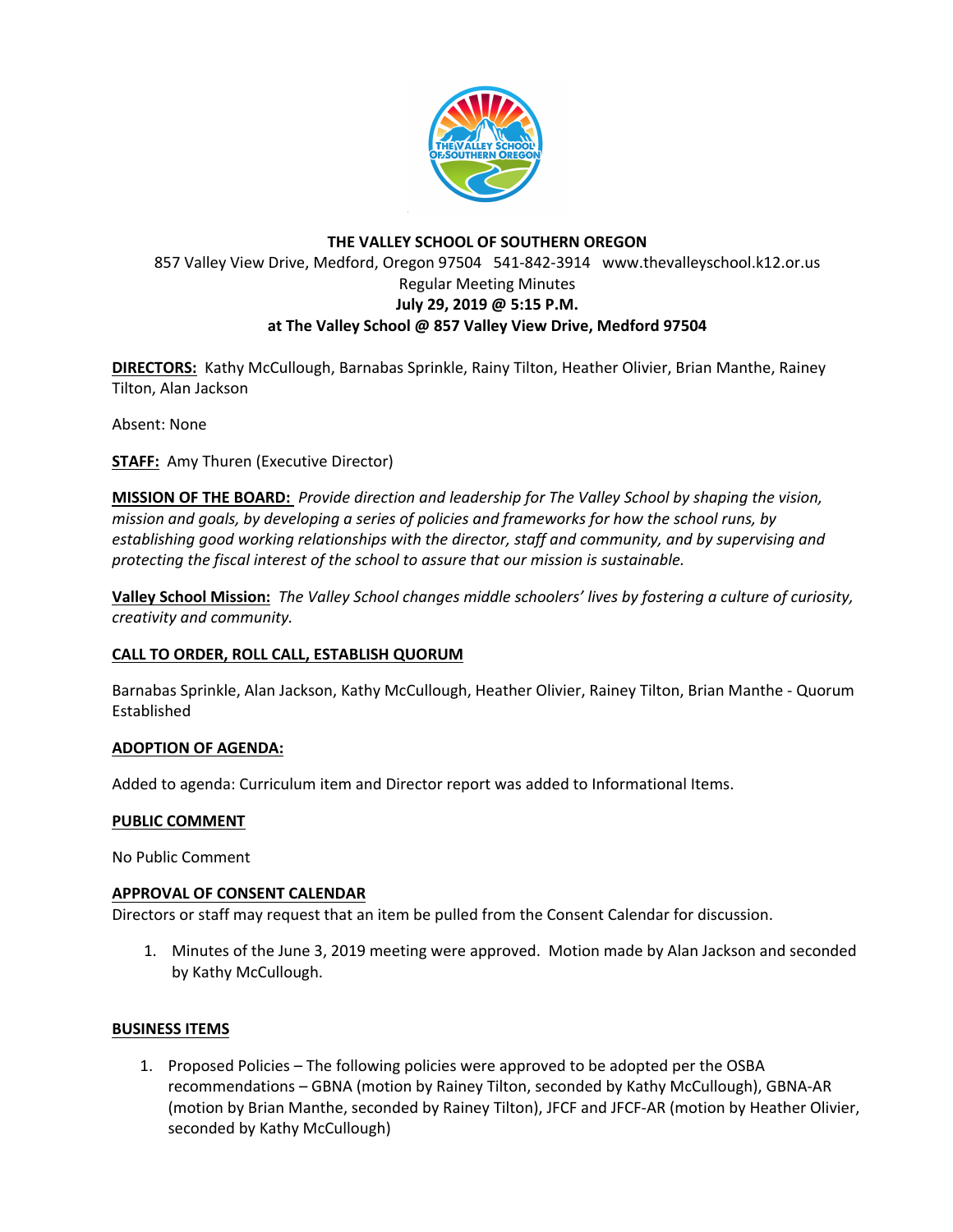# THE VALLEY SCHOOL OF SOUTHERN OREGON

857 Valley View Drive, Medford, Oregon 97504 541-842-3914 www.thevalleyschool.k12.or.us

Regular Meeting Minutes

**July 29, 2019 @ 5:15 P.M.**

**at The Valley School @ 857 Valley View Drive, Medford 97504**

**DIRECTORS:** Kathy McCullough, Barnabas Sprinkle, Rainy Tilton, Heather Olivier, Brian Manthe, Rainey Tilton, Alan Jackson

Absent: None

**STAFF:** Amy Thuren (Executive Director)

**MISSION OF THE BOARD:** *Provide direction and leadership for The Valley School by shaping the vision, mission and goals, by developing a series of policies and frameworks for how the school runs, by establishing good working relationships with the director, staff and community, and by supervising and protecting the fiscal interest of the school to assure that our mission is sustainable.*

**Valley School Mission:** *The Valley School changes middle schoolers' lives by fostering a culture of curiosity, creativity and community.*

**CALL TO ORDER, ROLL CALL, ESTABLISH QUORUM**

Barnabas Sprinkle, Alan Jackson, Kathy McCullough, Heather Olivier, Rainey Tilton, Brian Manthe - Quorum Established

**ADOPTION OF AGENDA:**

Added to agenda: Curriculum item and Director report was added to Informational Items.

**PUBLIC COMMENT**

No Public Comment

**APPROVAL OF CONSENT CALENDAR**

Directors or staff may request that an item be pulled from the Consent Calendar for discussion.

1. Minutes of the June 3, 2019 meeting were approved. Motion made by Alan Jackson and seconded by Kathy McCullough.

**BUSINESS ITEMS**

1. Proposed Policies – The following policies were approved to be adopted per the OSBA recommendations – GBNA (motion by Rainey Tilton, seconded by Kathy McCullough), GBNA-AR (motion by Brian Manthe, seconded by Rainey Tilton), JFCF and JFCF-AR (motion by Heather Olivier, seconded by Kathy McCullough)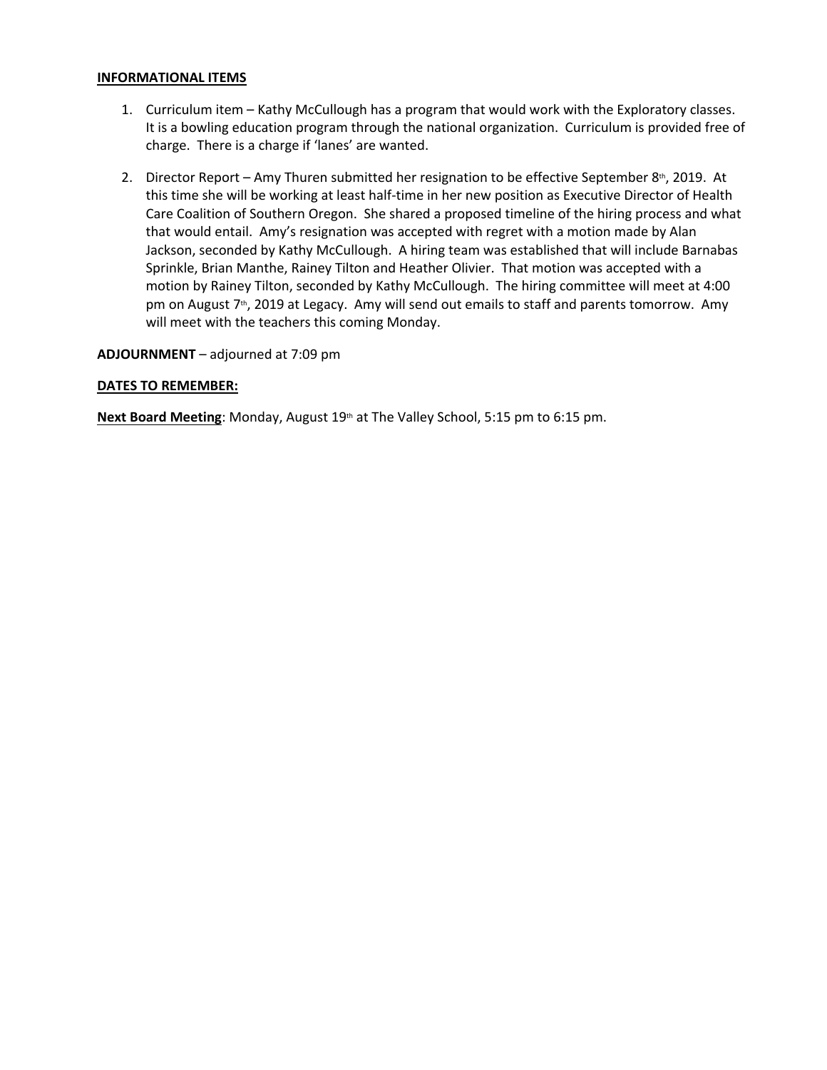**INFORMATIONAL ITEMS**

1. Curriculum item – Kathy McCullough has a program that would work with the Exploratory classes. It is a bowling education program through the national organization. Curriculum is provided free of charge. There is a charge if 'lanes' are wanted.

2. Director Report – Amy Thuren submitted her resignation to be effective September 8th, 2019. At this time she will be working at least half-time in her new position as Executive Director of Health Care Coalition of Southern Oregon. She shared a proposed timeline of the hiring process and what that would entail. Amy's resignation was accepted with regret with a motion made by Alan Jackson, seconded by Kathy McCullough. A hiring team was established that will include Barnabas Sprinkle, Brian Manthe, Rainey Tilton and Heather Olivier. That motion was accepted with a motion by Rainey Tilton, seconded by Kathy McCullough. The hiring committee will meet at 4:00 pm on August 7th, 2019 at Legacy. Amy will send out emails to staff and parents tomorrow. Amy will meet with the teachers this coming Monday.

**ADJOURNMENT** – adjourned at 7:09 pm

**DATES TO REMEMBER:**

**Next Board Meeting**: Monday, August 19th at The Valley School, 5:15 pm to 6:15 pm.